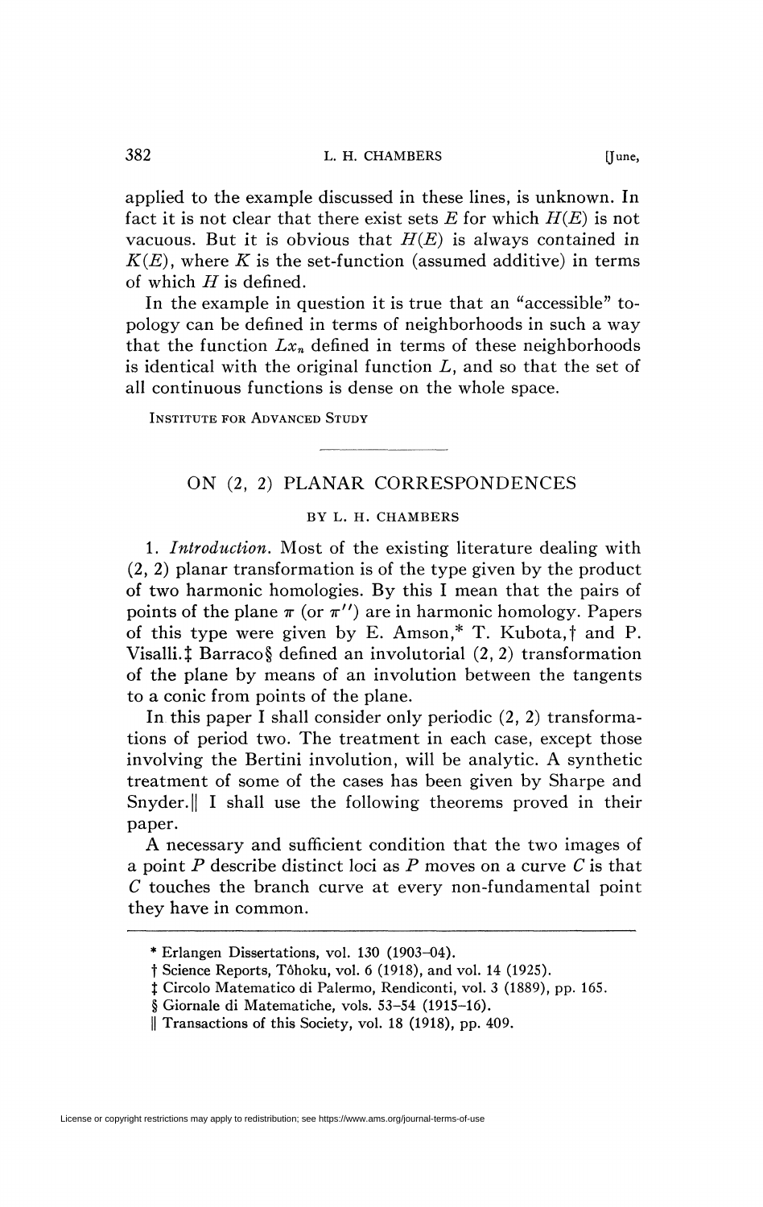applied to the example discussed in these lines, is unknown. In fact it is not clear that there exist sets $E$ for which $H(E)$ is not vacuous. But it is obvious that $H(E)$ is always contained in $K(E)$, where $K$ is the set-function (assumed additive) in terms of which $H$ is defined.

In the example in question it is true that an "accessible" topology can be defined in terms of neighborhoods in such a way that the function $Lx_n$ defined in terms of these neighborhoods is identical with the original function $L$, and so that the set of all continuous functions is dense on the whole space.

INSTITUTE FOR ADVANCED STUDY

---

# ON (2, 2) PLANAR CORRESPONDENCES

BY L. H. CHAMBERS

1. *Introduction.* Most of the existing literature dealing with (2, 2) planar transformation is of the type given by the product of two harmonic homologies. By this I mean that the pairs of points of the plane $\pi$ (or $\pi''$) are in harmonic homology. Papers of this type were given by E. Amson,* T. Kubota,† and P. Visalli.‡ Barraco§ defined an involutorial (2, 2) transformation of the plane by means of an involution between the tangents to a conic from points of the plane.

In this paper I shall consider only periodic (2, 2) transformations of period two. The treatment in each case, except those involving the Bertini involution, will be analytic. A synthetic treatment of some of the cases has been given by Sharpe and Snyder.‖ I shall use the following theorems proved in their paper.

A necessary and sufficient condition that the two images of a point $P$ describe distinct loci as $P$ moves on a curve $C$ is that $C$ touches the branch curve at every non-fundamental point they have in common.

---

\* Erlangen Dissertations, vol. 130 (1903–04).

† Science Reports, Tôhoku, vol. 6 (1918), and vol. 14 (1925).

‡ Circolo Matematico di Palermo, Rendiconti, vol. 3 (1889), pp. 165.

§ Giornale di Matematiche, vols. 53–54 (1915–16).

‖ Transactions of this Society, vol. 18 (1918), pp. 409.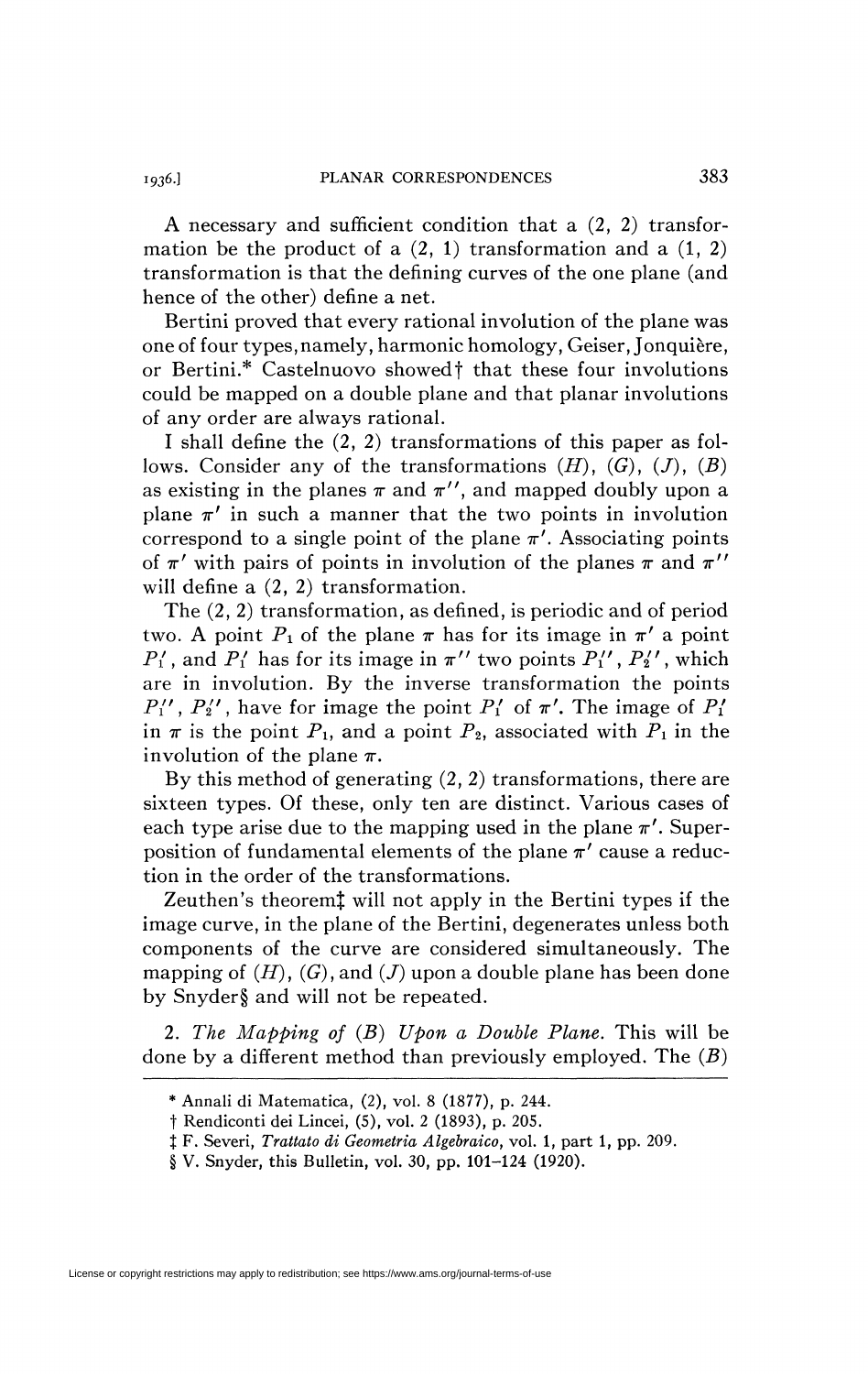A necessary and sufficient condition that a (2, 2) transformation be the product of a (2, 1) transformation and a (1, 2) transformation is that the defining curves of the one plane (and hence of the other) define a net.

Bertini proved that every rational involution of the plane was one of four types, namely, harmonic homology, Geiser, Jonquière, or Bertini.* Castelnuovo showed† that these four involutions could be mapped on a double plane and that planar involutions of any order are always rational.

I shall define the (2, 2) transformations of this paper as follows. Consider any of the transformations $(H)$, $(G)$, $(J)$, $(B)$ as existing in the planes $\pi$ and $\pi''$, and mapped doubly upon a plane $\pi'$ in such a manner that the two points in involution correspond to a single point of the plane $\pi'$. Associating points of $\pi'$ with pairs of points in involution of the planes $\pi$ and $\pi''$ will define a (2, 2) transformation.

The (2, 2) transformation, as defined, is periodic and of period two. A point $P_1$ of the plane $\pi$ has for its image in $\pi'$ a point $P_1'$, and $P_1'$ has for its image in $\pi''$ two points $P_1''$, $P_2''$, which are in involution. By the inverse transformation the points $P_1''$, $P_2''$, have for image the point $P_1'$ of $\pi'$. The image of $P_1'$ in $\pi$ is the point $P_1$, and a point $P_2$, associated with $P_1$ in the involution of the plane $\pi$.

By this method of generating (2, 2) transformations, there are sixteen types. Of these, only ten are distinct. Various cases of each type arise due to the mapping used in the plane $\pi'$. Superposition of fundamental elements of the plane $\pi'$ cause a reduction in the order of the transformations.

Zeuthen's theorem‡ will not apply in the Bertini types if the image curve, in the plane of the Bertini, degenerates unless both components of the curve are considered simultaneously. The mapping of $(H)$, $(G)$, and $(J)$ upon a double plane has been done by Snyder§ and will not be repeated.

2. *The Mapping of* $(B)$ *Upon a Double Plane.* This will be done by a different method than previously employed. The $(B)$

---

* Annali di Matematica, (2), vol. 8 (1877), p. 244.

† Rendiconti dei Lincei, (5), vol. 2 (1893), p. 205.

‡ F. Severi, *Trattato di Geometria Algebraico*, vol. 1, part 1, pp. 209.

§ V. Snyder, this Bulletin, vol. 30, pp. 101–124 (1920).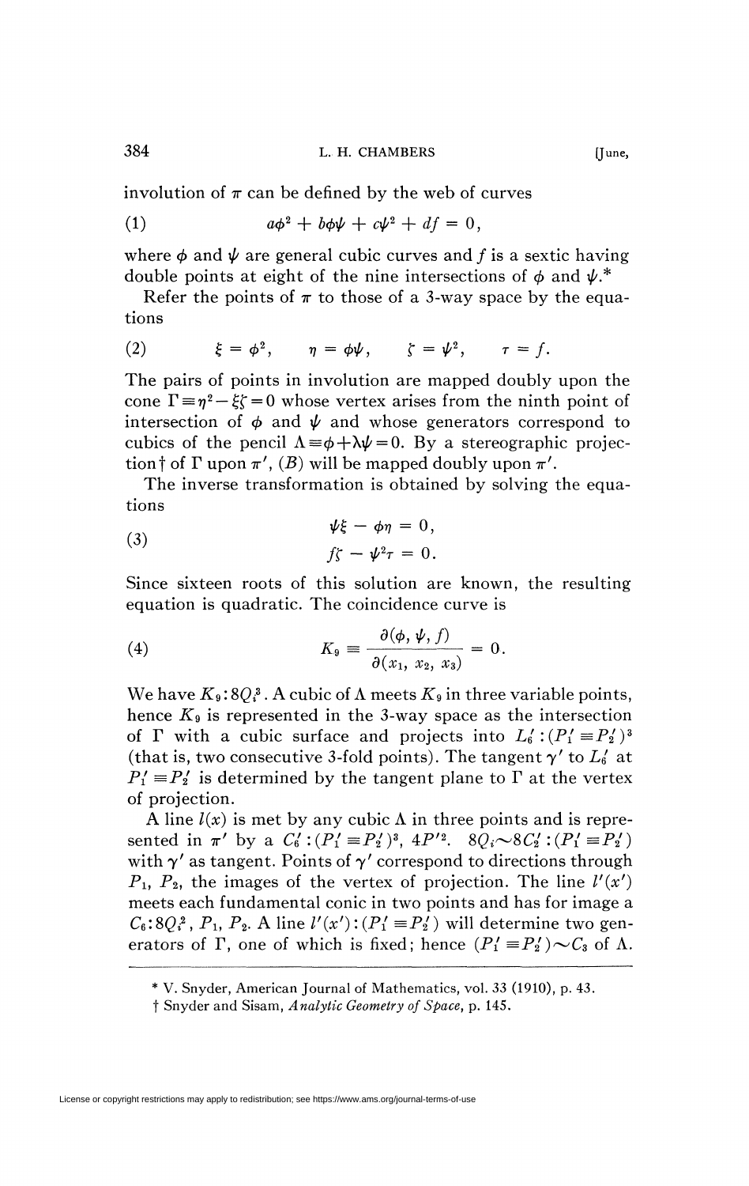involution of $\pi$ can be defined by the web of curves

$$a\phi^2 + b\phi\psi + c\psi^2 + df = 0, \tag{1}$$

where $\phi$ and $\psi$ are general cubic curves and $f$ is a sextic having double points at eight of the nine intersections of $\phi$ and $\psi$.*

Refer the points of $\pi$ to those of a 3-way space by the equations

$$\xi = \phi^2, \qquad \eta = \phi\psi, \qquad \zeta = \psi^2, \qquad \tau = f. \tag{2}$$

The pairs of points in involution are mapped doubly upon the cone $\Gamma \equiv \eta^2 - \xi\zeta = 0$ whose vertex arises from the ninth point of intersection of $\phi$ and $\psi$ and whose generators correspond to cubics of the pencil $\Lambda \equiv \phi + \lambda\psi = 0$. By a stereographic projection† of $\Gamma$ upon $\pi'$, $(B)$ will be mapped doubly upon $\pi'$.

The inverse transformation is obtained by solving the equations

$$\begin{aligned} \psi\xi - \phi\eta &= 0, \\ f\zeta - \psi^2\tau &= 0. \end{aligned} \tag{3}$$

Since sixteen roots of this solution are known, the resulting equation is quadratic. The coincidence curve is

$$K_9 \equiv \frac{\partial(\phi, \psi, f)}{\partial(x_1, x_2, x_3)} = 0. \tag{4}$$

We have $K_9 : 8Q_i^3$. A cubic of $\Lambda$ meets $K_9$ in three variable points, hence $K_9$ is represented in the 3-way space as the intersection of $\Gamma$ with a cubic surface and projects into $L_6' : (P_1' \equiv P_2')^3$ (that is, two consecutive 3-fold points). The tangent $\gamma'$ to $L_6'$ at $P_1' \equiv P_2'$ is determined by the tangent plane to $\Gamma$ at the vertex of projection.

A line $l(x)$ is met by any cubic $\Lambda$ in three points and is represented in $\pi'$ by a $C_6' : (P_1' \equiv P_2')^3$, $4P'^2$. $8Q_i \sim 8C_2' : (P_1' \equiv P_2')$ with $\gamma'$ as tangent. Points of $\gamma'$ correspond to directions through $P_1$, $P_2$, the images of the vertex of projection. The line $l'(x')$ meets each fundamental conic in two points and has for image a $C_6 : 8Q_i^2$, $P_1$, $P_2$. A line $l'(x') : (P_1' \equiv P_2')$ will determine two generators of $\Gamma$, one of which is fixed; hence $(P_1' \equiv P_2') \sim C_3$ of $\Lambda$.

---

\* V. Snyder, American Journal of Mathematics, vol. 33 (1910), p. 43.

† Snyder and Sisam, *Analytic Geometry of Space*, p. 145.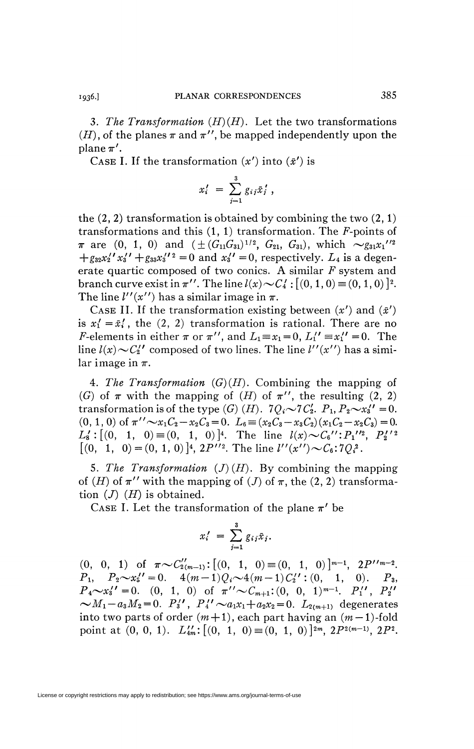3. *The Transformation* $(H)(H)$. Let the two transformations $(H)$, of the planes $\pi$ and $\pi''$, be mapped independently upon the plane $\pi'$.

CASE I. If the transformation $(x')$ into $(\bar{x}')$ is

$$x_i' = \sum_{j=1}^{3} g_{ij}\bar{x}_j',$$

the $(2, 2)$ transformation is obtained by combining the two $(2, 1)$ transformations and this $(1, 1)$ transformation. The $F$-points of $\pi$ are $(0, 1, 0)$ and $(\pm(G_{11}G_{31})^{1/2}, G_{21}, G_{31})$, which $\sim g_{31}x_1''^2 + g_{32}x_2''x_3'' + g_{33}x_3''^2 = 0$ and $x_3'' = 0$, respectively. $L_4$ is a degenerate quartic composed of two conics. A similar $F$ system and branch curve exist in $\pi''$. The line $l(x) \sim C_4' : [(0, 1, 0) \equiv (0, 1, 0)]^2$. The line $l''(x'')$ has a similar image in $\pi$.

CASE II. If the transformation existing between $(x')$ and $(\bar{x}')$ is $x_i' = \bar{x}_i'$, the $(2, 2)$ transformation is rational. There are no $F$-elements in either $\pi$ or $\pi''$, and $L_1 \equiv x_1 = 0$, $L_1'' \equiv x_1'' = 0$. The line $l(x) \sim C_2''$ composed of two lines. The line $l''(x'')$ has a similar image in $\pi$.

4. *The Transformation* $(G)(H)$. Combining the mapping of $(G)$ of $\pi$ with the mapping of $(H)$ of $\pi''$, the resulting $(2, 2)$ transformation is of the type $(G)(H)$. $7Q_i \sim 7C_2'$. $P_1, P_2 \sim x_3'' = 0$. $(0, 1, 0)$ of $\pi'' \sim x_1C_2 - x_2C_3 = 0$. $L_6 \equiv (x_2C_3 - x_3C_2)(x_1C_2 - x_2C_3) = 0$. $L_8' : [(0, 1, 0) \equiv (0, 1, 0)]^4$. The line $l(x) \sim C_6'' : P_1''^2, P_2''^2$ $[(0, 1, 0) = (0, 1, 0)]^4$, $2P''^2$. The line $l''(x'') \sim C_6 : 7Q_i^2$.

5. *The Transformation* $(J)(H)$. By combining the mapping of $(H)$ of $\pi''$ with the mapping of $(J)$ of $\pi$, the $(2, 2)$ transformation $(J)$ $(H)$ is obtained.

CASE I. Let the transformation of the plane $\pi'$ be

$$x_i' = \sum_{j=1}^{3} g_{ij}\bar{x}_j.$$

$(0, 0, 1)$ of $\pi \sim C_{2(m-1)}'' : [(0, 1, 0) \equiv (0, 1, 0)]^{m-1}$, $2P''^{m-2}$. $P_1$, $P_2 \sim x_3'' = 0$. $4(m-1)Q_i \sim 4(m-1)C_2'' : (0, 1, 0)$. $P_3$, $P_4 \sim x_3'' = 0$. $(0, 1, 0)$ of $\pi'' \sim C_{m+1} : (0, 0, 1)^{m-1}$. $P_1''$, $P_2''$ $\sim M_1 - a_3M_2 = 0$. $P_3''$, $P_4'' \sim a_1x_1 + a_2x_2 = 0$. $L_{2(m+1)}$ degenerates into two parts of order $(m+1)$, each part having an $(m-1)$-fold point at $(0, 0, 1)$. $L_{4m}'' : [(0, 1, 0) \equiv (0, 1, 0)]^{2m}$, $2P^{2(m-1)}$, $2P^2$.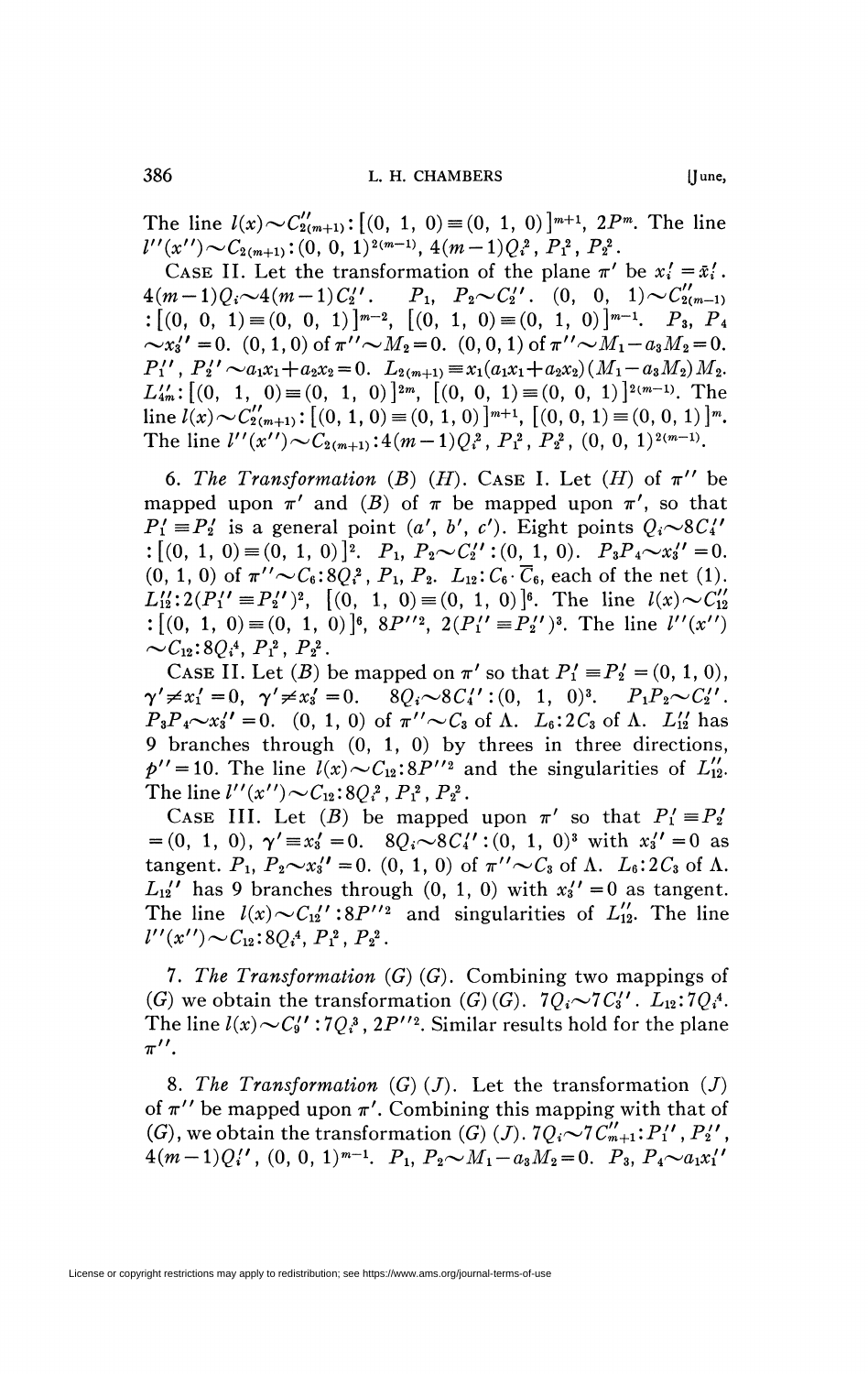The line $l(x) \sim C''_{2(m+1)}: [(0, 1, 0) \equiv (0, 1, 0)]^{m+1}, 2P^m$. The line $l''(x'') \sim C_{2(m+1)}: (0, 0, 1)^{2(m-1)}, 4(m-1)Q_i^2, P_1^2, P_2^2$.

CASE II. Let the transformation of the plane $\pi'$ be $x_i' = \bar{x}_i'$. $4(m-1)Q_i \sim 4(m-1)C_2''$. $P_1, P_2 \sim C_2''$. $(0, 0, 1) \sim C''_{2(m-1)}: [(0, 0, 1) \equiv (0, 0, 1)]^{m-2}, [(0, 1, 0) \equiv (0, 1, 0)]^{m-1}$. $P_3, P_4 \sim x_3'' = 0$. $(0, 1, 0)$ of $\pi'' \sim M_2 = 0$. $(0, 0, 1)$ of $\pi'' \sim M_1 - a_3 M_2 = 0$. $P_1'', P_2'' \sim a_1 x_1 + a_2 x_2 = 0$. $L_{2(m+1)} \equiv x_1(a_1 x_1 + a_2 x_2)(M_1 - a_3 M_2) M_2$. $L''_{4m}: [(0, 1, 0) \equiv (0, 1, 0)]^{2m}, [(0, 0, 1) \equiv (0, 0, 1)]^{2(m-1)}$. The line $l(x) \sim C''_{2(m+1)}: [(0, 1, 0) \equiv (0, 1, 0)]^{m+1}, [(0, 0, 1) \equiv (0, 0, 1)]^m$. The line $l''(x'') \sim C_{2(m+1)}: 4(m-1)Q_i^2, P_1^2, P_2^2, (0, 0, 1)^{2(m-1)}$.

6. *The Transformation* (B) (H). CASE I. Let (H) of $\pi''$ be mapped upon $\pi'$ and (B) of $\pi$ be mapped upon $\pi'$, so that $P_1' \equiv P_2'$ is a general point $(a', b', c')$. Eight points $Q_i \sim 8C_4'': [(0, 1, 0) \equiv (0, 1, 0)]^2$. $P_1, P_2 \sim C_2'': (0, 1, 0)$. $P_3 P_4 \sim x_3'' = 0$. $(0, 1, 0)$ of $\pi'' \sim C_6: 8Q_i^2, P_1, P_2$. $L_{12}: C_6 \cdot \overline{C}_6$, each of the net (1). $L_{12}'': 2(P_1'' \equiv P_2'')^2, [(0, 1, 0) \equiv (0, 1, 0)]^6$. The line $l(x) \sim C_{12}'': [(0, 1, 0) \equiv (0, 1, 0)]^6, 8P''^2, 2(P_1'' \equiv P_2'')^3$. The line $l''(x'') \sim C_{12}: 8Q_i^4, P_1^2, P_2^2$.

CASE II. Let (B) be mapped on $\pi'$ so that $P_1' \equiv P_2' = (0, 1, 0)$, $\gamma' \neq x_1' = 0$, $\gamma' \neq x_3' = 0$. $8Q_i \sim 8C_4'': (0, 1, 0)^3$. $P_1 P_2 \sim C_2''$. $P_3 P_4 \sim x_3'' = 0$. $(0, 1, 0)$ of $\pi'' \sim C_3$ of $\Lambda$. $L_6: 2C_3$ of $\Lambda$. $L_{12}''$ has 9 branches through $(0, 1, 0)$ by threes in three directions, $p'' = 10$. The line $l(x) \sim C_{12}: 8P''^2$ and the singularities of $L_{12}''$. The line $l''(x'') \sim C_{12}: 8Q_i^2, P_1^2, P_2^2$.

CASE III. Let (B) be mapped upon $\pi'$ so that $P_1' \equiv P_2' = (0, 1, 0)$, $\gamma' \equiv x_3' = 0$. $8Q_i \sim 8C_4'': (0, 1, 0)^3$ with $x_3'' = 0$ as tangent. $P_1, P_2 \sim x_3'' = 0$. $(0, 1, 0)$ of $\pi'' \sim C_3$ of $\Lambda$. $L_6: 2C_3$ of $\Lambda$. $L_{12}''$ has 9 branches through $(0, 1, 0)$ with $x_3'' = 0$ as tangent. The line $l(x) \sim C_{12}'': 8P''^2$ and singularities of $L_{12}''$. The line $l''(x'') \sim C_{12}: 8Q_i^4, P_1^2, P_2^2$.

7. *The Transformation* (G) (G). Combining two mappings of (G) we obtain the transformation (G) (G). $7Q_i \sim 7C_3''$. $L_{12}: 7Q_i^4$. The line $l(x) \sim C_9'': 7Q_i^3, 2P''^2$. Similar results hold for the plane $\pi''$.

8. *The Transformation* (G) (J). Let the transformation (J) of $\pi''$ be mapped upon $\pi'$. Combining this mapping with that of (G), we obtain the transformation (G) (J). $7Q_i \sim 7C''_{m+1}: P_1'', P_2''$, $4(m-1)Q_i''$, $(0, 0, 1)^{m-1}$. $P_1, P_2 \sim M_1 - a_3 M_2 = 0$. $P_3, P_4 \sim a_1 x_1''$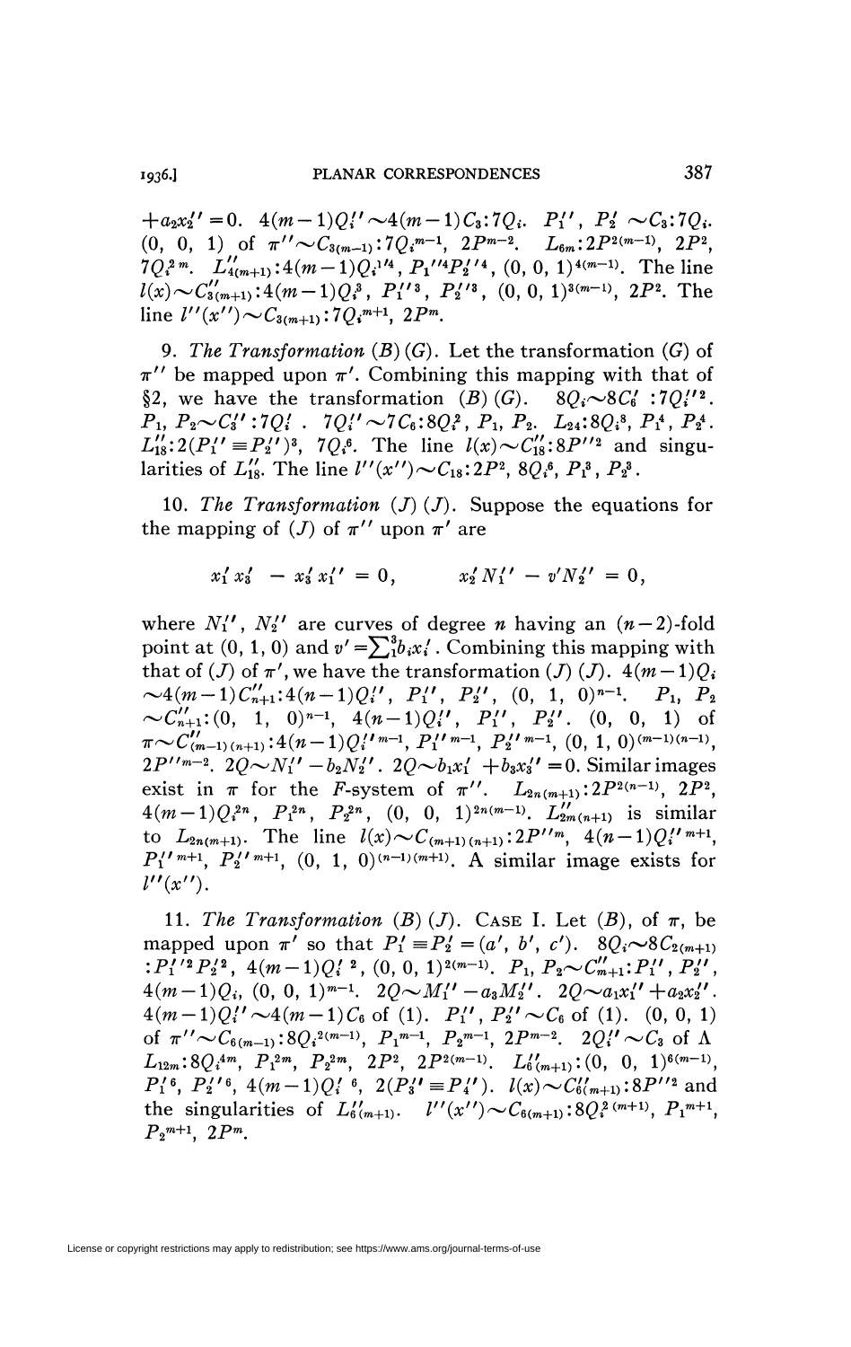$+a_2x_2''=0$. $4(m-1)Q_i''\sim 4(m-1)C_3:7Q_i$. $P_1''$, $P_2'\sim C_3:7Q_i$. $(0, 0, 1)$ of $\pi''\sim C_{3(m-1)}:7Q_i^{m-1}$, $2P^{m-2}$. $L_{6m}:2P^{2(m-1)}$, $2P^2$, $7Q_i^{2m}$. $L''_{4(m+1)}:4(m-1)Q_i{}'^{4}$, $P_1''^4P_2''^4$, $(0, 0, 1)^{4(m-1)}$. The line $l(x)\sim C''_{3(m+1)}:4(m-1)Q_i^3$, $P_1''^3$, $P_2''^3$, $(0, 0, 1)^{3(m-1)}$, $2P^2$. The line $l''(x'')\sim C_{3(m+1)}:7Q_i^{m+1}$, $2P^m$.

9. *The Transformation* (*B*)(*G*). Let the transformation (*G*) of $\pi''$ be mapped upon $\pi'$. Combining this mapping with that of §2, we have the transformation (*B*)(*G*). $8Q_i\sim 8C_6'$ $:7Q_i''^2$. $P_1$, $P_2\sim C_3'':7Q_i'$. $7Q_i''\sim 7C_6:8Q_i^2$, $P_1$, $P_2$. $L_{24}:8Q_i^8$, $P_1^4$, $P_2^4$. $L_{18}'':2(P_1''\equiv P_2'')^3$, $7Q_i^6$. The line $l(x)\sim C_{18}'':8P''^2$ and singularities of $L_{18}''$. The line $l''(x'')\sim C_{18}:2P^2$, $8Q_i^6$, $P_1^3$, $P_2^3$.

10. *The Transformation* (*J*)(*J*). Suppose the equations for the mapping of (*J*) of $\pi''$ upon $\pi'$ are

$$x_1'x_3' - x_3'x_1'' = 0, \qquad x_2'N_1'' - v'N_2'' = 0,$$

where $N_1''$, $N_2''$ are curves of degree $n$ having an $(n-2)$-fold point at $(0, 1, 0)$ and $v'=\sum_1^3 b_ix_i'$. Combining this mapping with that of (*J*) of $\pi'$, we have the transformation (*J*)(*J*). $4(m-1)Q_i$ $\sim 4(m-1)C''_{n+1}:4(n-1)Q_i''$, $P_1''$, $P_2''$, $(0, 1, 0)^{n-1}$. $P_1$, $P_2$ $\sim C''_{n+1}:(0, 1, 0)^{n-1}$, $4(n-1)Q_i''$, $P_1''$, $P_2''$. $(0, 0, 1)$ of $\pi\sim C''_{(m-1)(n+1)}:4(n-1)Q_i''^{m-1}$, $P_1''^{m-1}$, $P_2''^{m-1}$, $(0, 1, 0)^{(m-1)(n-1)}$, $2P''^{m-2}$. $2Q\sim N_1''-b_2N_2''$. $2Q\sim b_1x_1'+b_3x_3''=0$. Similar images exist in $\pi$ for the *F*-system of $\pi''$. $L_{2n(m+1)}:2P^{2(n-1)}$, $2P^2$, $4(m-1)Q_i^{2n}$, $P_1^{2n}$, $P_2^{2n}$, $(0, 0, 1)^{2n(m-1)}$. $L''_{2m(n+1)}$ is similar to $L_{2n(m+1)}$. The line $l(x)\sim C_{(m+1)(n+1)}:2P''^m$, $4(n-1)Q_i''^{m+1}$, $P_1''^{m+1}$, $P_2''^{m+1}$, $(0, 1, 0)^{(n-1)(m+1)}$. A similar image exists for $l''(x'')$.

11. *The Transformation* (*B*)(*J*). Case I. Let (*B*), of $\pi$, be mapped upon $\pi'$ so that $P_1'\equiv P_2'=(a', b', c')$. $8Q_i\sim 8C_{2(m+1)}$ $:P_1''^2P_2'^2$, $4(m-1)Q_i'^2$, $(0, 0, 1)^{2(m-1)}$. $P_1$, $P_2\sim C''_{m+1}:P_1''$, $P_2''$, $4(m-1)Q_i$, $(0, 0, 1)^{m-1}$. $2Q\sim M_1''-a_3M_2''$. $2Q\sim a_1x_1'+a_2x_2''$. $4(m-1)Q_i''\sim 4(m-1)C_6$ of (1). $P_1''$, $P_2''\sim C_6$ of (1). $(0, 0, 1)$ of $\pi''\sim C_{6(m-1)}:8Q_i^{2(m-1)}$, $P_1^{m-1}$, $P_2^{m-1}$, $2P^{m-2}$. $2Q_i''\sim C_3$ of $\Lambda$ $L_{12m}:8Q_i^{4m}$, $P_1^{2m}$, $P_2^{2m}$, $2P^2$, $2P^{2(m-1)}$. $L''_{6(m+1)}:(0, 0, 1)^{6(m-1)}$, $P_1'^6$, $P_2''^6$, $4(m-1)Q_i'^6$, $2(P_3''\equiv P_4'')$. $l(x)\sim C''_{6(m+1)}:8P''^2$ and the singularities of $L''_{6(m+1)}$. $l''(x'')\sim C_{6(m+1)}:8Q_i^{2(m+1)}$, $P_1^{m+1}$, $P_2^{m+1}$, $2P^m$.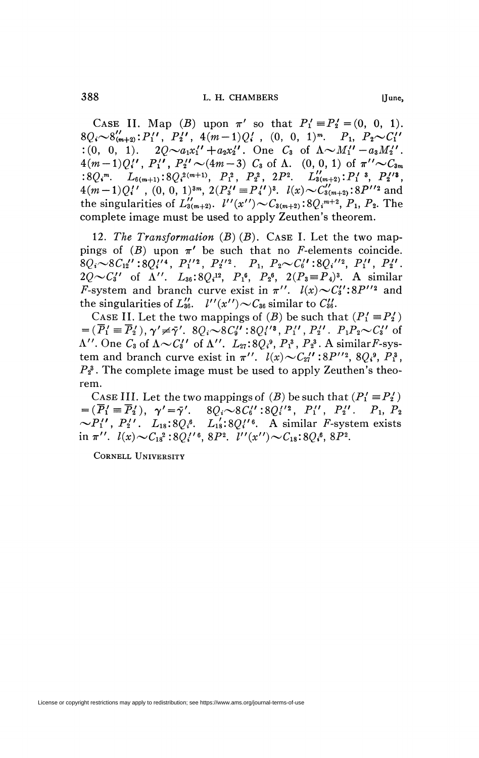CASE II. Map $(B)$ upon $\pi'$ so that $P_1' \equiv P_2' = (0, 0, 1)$. $8Q_i \sim 8''_{(m+2)} : P_1'', P_2'', 4(m-1)Q_i', (0, 0, 1)^m$. $P_1, P_2 \sim C_1'' : (0, 0, 1)$. $2Q \sim a_1 x_1'' + a_2 x_2''$. One $C_3$ of $\Lambda \sim M_1'' - a_3 M_2''$. $4(m-1)Q_i'', P_1'', P_2'' \sim (4m-3)$ $C_3$ of $\Lambda$. $(0, 0, 1)$ of $\pi'' \sim C_{3m} : 8Q_i^m$. $L_{6(m+1)} : 8Q_i^{2(m+1)}, P_1^2, P_2^2, 2P^2$. $L''_{3(m+2)} : P_1'^3, P_2''^3, 4(m-1)Q_i'', (0, 0, 1)^{3m}, 2(P_3'' \equiv P_4'')^3$. $l(x) \sim C''_{3(m+2)} : 8P''^2$ and the singularities of $L''_{3(m+2)}$. $l''(x'') \sim C_{3(m+2)} : 8Q_i^{m+2}, P_1, P_2$. The complete image must be used to apply Zeuthen's theorem.

12. *The Transformation* $(B)(B)$. CASE I. Let the two mappings of $(B)$ upon $\pi'$ be such that no $F$-elements coincide. $8Q_i \sim 8C_{12}'' : 8Q_i''^4, P_1''^2, P_2''^2$. $P_1, P_2 \sim C_6'' : 8Q_i''^2, P_1'', P_2''$. $2Q \sim C_3''$ of $\Lambda''$. $L_{36} : 8Q_i^{12}, P_1^6, P_2^6, 2(P_3 \equiv P_4)^3$. A similar $F$-system and branch curve exist in $\pi''$. $l(x) \sim C_3'' : 8P''^2$ and the singularities of $L_{36}''$. $l''(x'') \sim C_{36}$ similar to $C_{36}''$.

CASE II. Let the two mappings of $(B)$ be such that $(P_1' \equiv P_2') = (\overline{P}_1' \equiv \overline{P}_2'), \gamma' \neq \bar{\gamma}'$. $8Q_i \sim 8C_9'' : 8Q_i''^3, P_1'', P_2''$. $P_1 P_2 \sim C_3''$ of $\Lambda''$. One $C_3$ of $\Lambda \sim C_3''$ of $\Lambda''$. $L_{27} : 8Q_i^9, P_1^3, P_2^3$. A similar $F$-system and branch curve exist in $\pi''$. $l(x) \sim C_{27}'' : 8P''^2, 8Q_i^9, P_1^3, P_2^3$. The complete image must be used to apply Zeuthen's theorem.

CASE III. Let the two mappings of $(B)$ be such that $(P_1' \equiv P_2') = (\overline{P}_1' \equiv \overline{P}_2'), \gamma' = \bar{\gamma}'$. $8Q_i \sim 8C_6'' : 8Q_i''^2, P_1'', P_2''$. $P_1, P_2 \sim P_1'', P_2''$. $L_{18} : 8Q_i^6$. $L_{18}' : 8Q_i''^6$. A similar $F$-system exists in $\pi''$. $l(x) \sim C_{18}^2 : 8Q_i''^6, 8P^2$. $l''(x'') \sim C_{18} : 8Q_i^6, 8P^2$.

CORNELL UNIVERSITY